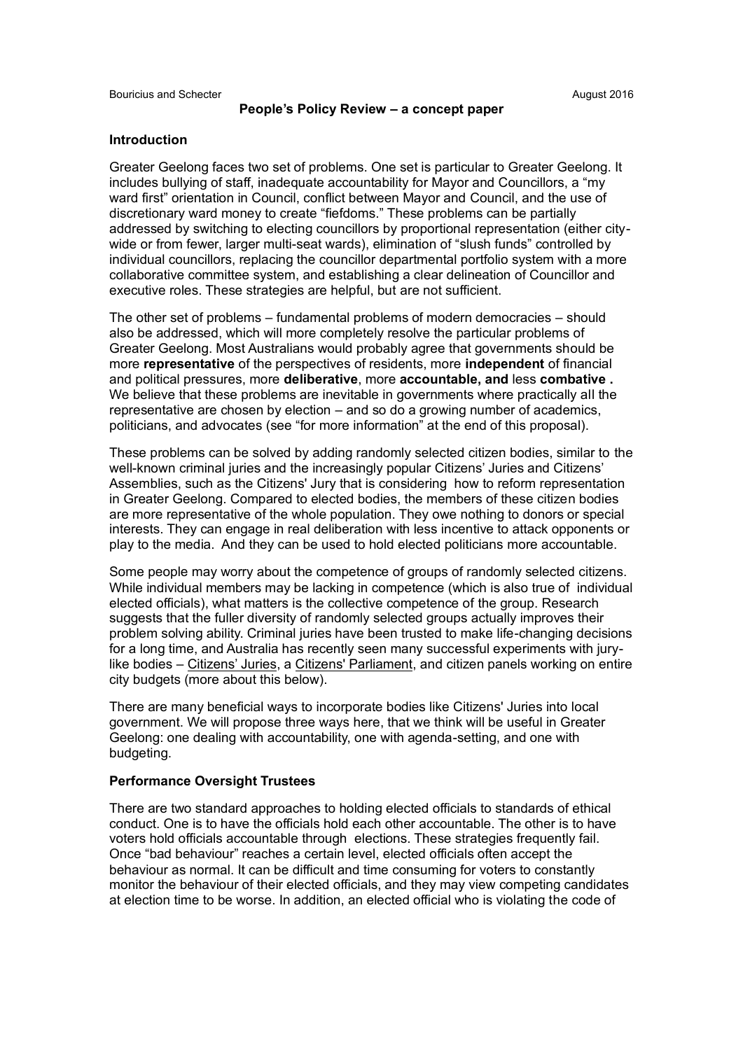# People's Policy Review – a concept paper

## Introduction

Greater Geelong faces two set of problems. One set is particular to Greater Geelong. It includes bullying of staff, inadequate accountability for Mayor and Councillors, a "my ward first" orientation in Council, conflict between Mayor and Council, and the use of discretionary ward money to create "fiefdoms." These problems can be partially addressed by switching to electing councillors by proportional representation (either city-wide or from fewer, larger multi-seat wards), elimination of "slush funds" controlled by individual councillors, replacing the councillor departmental portfolio system with a more collaborative committee system, and establishing a clear delineation of Councillor and executive roles. These strategies are helpful, but are not sufficient.

The other set of problems – fundamental problems of modern democracies – should also be addressed, which will more completely resolve the particular problems of Greater Geelong. Most Australians would probably agree that governments should be more **representative** of the perspectives of residents, more **independent** of financial and political pressures, more **deliberative**, more **accountable, and** less **combative .** We believe that these problems are inevitable in governments where practically all the representative are chosen by election – and so do a growing number of academics, politicians, and advocates (see "for more information" at the end of this proposal).

These problems can be solved by adding randomly selected citizen bodies, similar to the well-known criminal juries and the increasingly popular Citizens' Juries and Citizens' Assemblies, such as the Citizens' Jury that is considering how to reform representation in Greater Geelong. Compared to elected bodies, the members of these citizen bodies are more representative of the whole population. They owe nothing to donors or special interests. They can engage in real deliberation with less incentive to attack opponents or play to the media. And they can be used to hold elected politicians more accountable.

Some people may worry about the competence of groups of randomly selected citizens. While individual members may be lacking in competence (which is also true of individual elected officials), what matters is the collective competence of the group. Research suggests that the fuller diversity of randomly selected groups actually improves their problem solving ability. Criminal juries have been trusted to make life-changing decisions for a long time, and Australia has recently seen many successful experiments with jury-like bodies – Citizens' Juries, a Citizens' Parliament, and citizen panels working on entire city budgets (more about this below).

There are many beneficial ways to incorporate bodies like Citizens' Juries into local government. We will propose three ways here, that we think will be useful in Greater Geelong: one dealing with accountability, one with agenda-setting, and one with budgeting.

## Performance Oversight Trustees

There are two standard approaches to holding elected officials to standards of ethical conduct. One is to have the officials hold each other accountable. The other is to have voters hold officials accountable through elections. These strategies frequently fail. Once "bad behaviour" reaches a certain level, elected officials often accept the behaviour as normal. It can be difficult and time consuming for voters to constantly monitor the behaviour of their elected officials, and they may view competing candidates at election time to be worse. In addition, an elected official who is violating the code of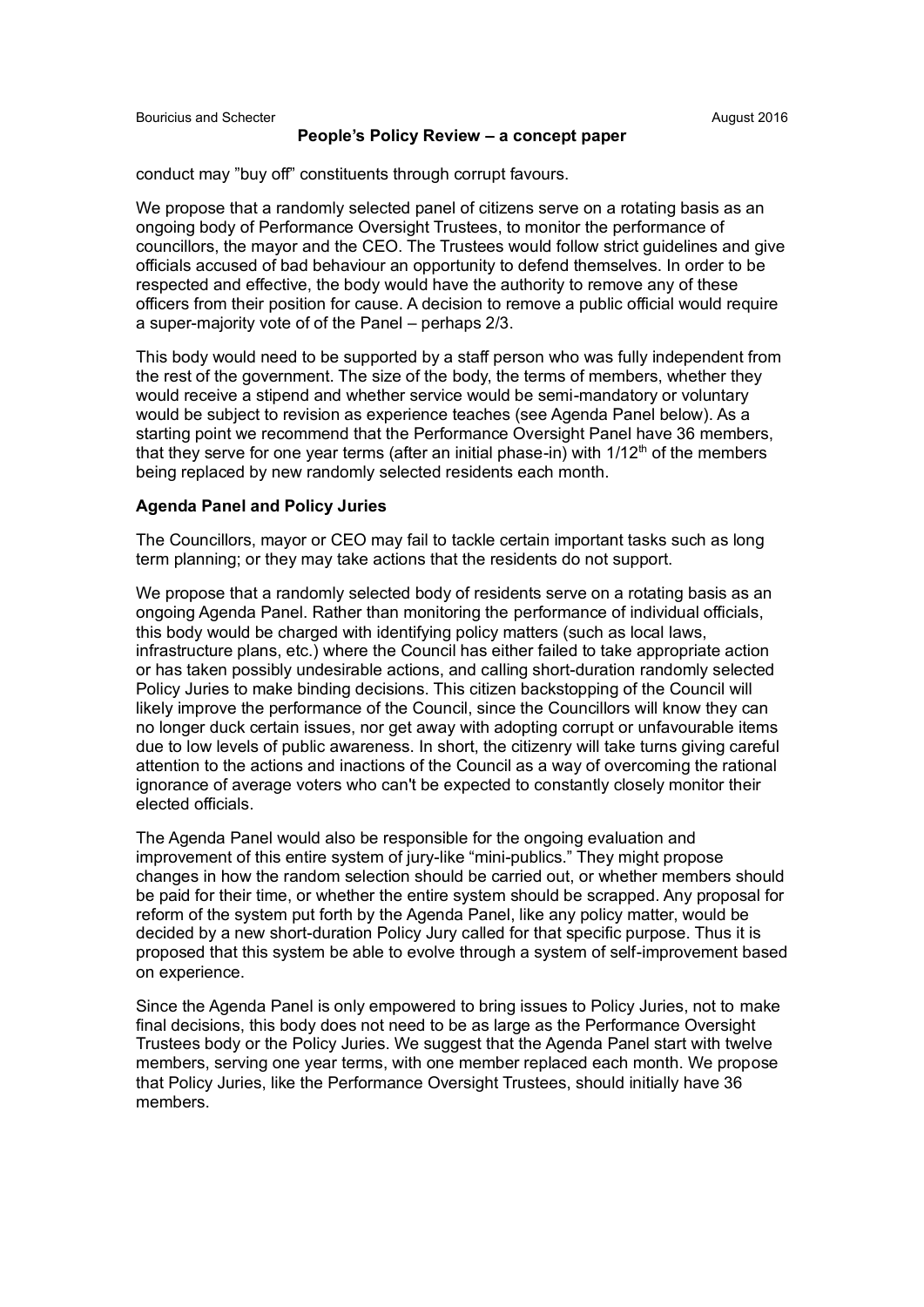conduct may "buy off" constituents through corrupt favours.

We propose that a randomly selected panel of citizens serve on a rotating basis as an ongoing body of Performance Oversight Trustees, to monitor the performance of councillors, the mayor and the CEO. The Trustees would follow strict guidelines and give officials accused of bad behaviour an opportunity to defend themselves. In order to be respected and effective, the body would have the authority to remove any of these officers from their position for cause. A decision to remove a public official would require a super-majority vote of of the Panel – perhaps 2/3.

This body would need to be supported by a staff person who was fully independent from the rest of the government. The size of the body, the terms of members, whether they would receive a stipend and whether service would be semi-mandatory or voluntary would be subject to revision as experience teaches (see Agenda Panel below). As a starting point we recommend that the Performance Oversight Panel have 36 members, that they serve for one year terms (after an initial phase-in) with 1/12th of the members being replaced by new randomly selected residents each month.

**Agenda Panel and Policy Juries**

The Councillors, mayor or CEO may fail to tackle certain important tasks such as long term planning; or they may take actions that the residents do not support.

We propose that a randomly selected body of residents serve on a rotating basis as an ongoing Agenda Panel. Rather than monitoring the performance of individual officials, this body would be charged with identifying policy matters (such as local laws, infrastructure plans, etc.) where the Council has either failed to take appropriate action or has taken possibly undesirable actions, and calling short-duration randomly selected Policy Juries to make binding decisions. This citizen backstopping of the Council will likely improve the performance of the Council, since the Councillors will know they can no longer duck certain issues, nor get away with adopting corrupt or unfavourable items due to low levels of public awareness. In short, the citizenry will take turns giving careful attention to the actions and inactions of the Council as a way of overcoming the rational ignorance of average voters who can't be expected to constantly closely monitor their elected officials.

The Agenda Panel would also be responsible for the ongoing evaluation and improvement of this entire system of jury-like "mini-publics." They might propose changes in how the random selection should be carried out, or whether members should be paid for their time, or whether the entire system should be scrapped. Any proposal for reform of the system put forth by the Agenda Panel, like any policy matter, would be decided by a new short-duration Policy Jury called for that specific purpose. Thus it is proposed that this system be able to evolve through a system of self-improvement based on experience.

Since the Agenda Panel is only empowered to bring issues to Policy Juries, not to make final decisions, this body does not need to be as large as the Performance Oversight Trustees body or the Policy Juries. We suggest that the Agenda Panel start with twelve members, serving one year terms, with one member replaced each month. We propose that Policy Juries, like the Performance Oversight Trustees, should initially have 36 members.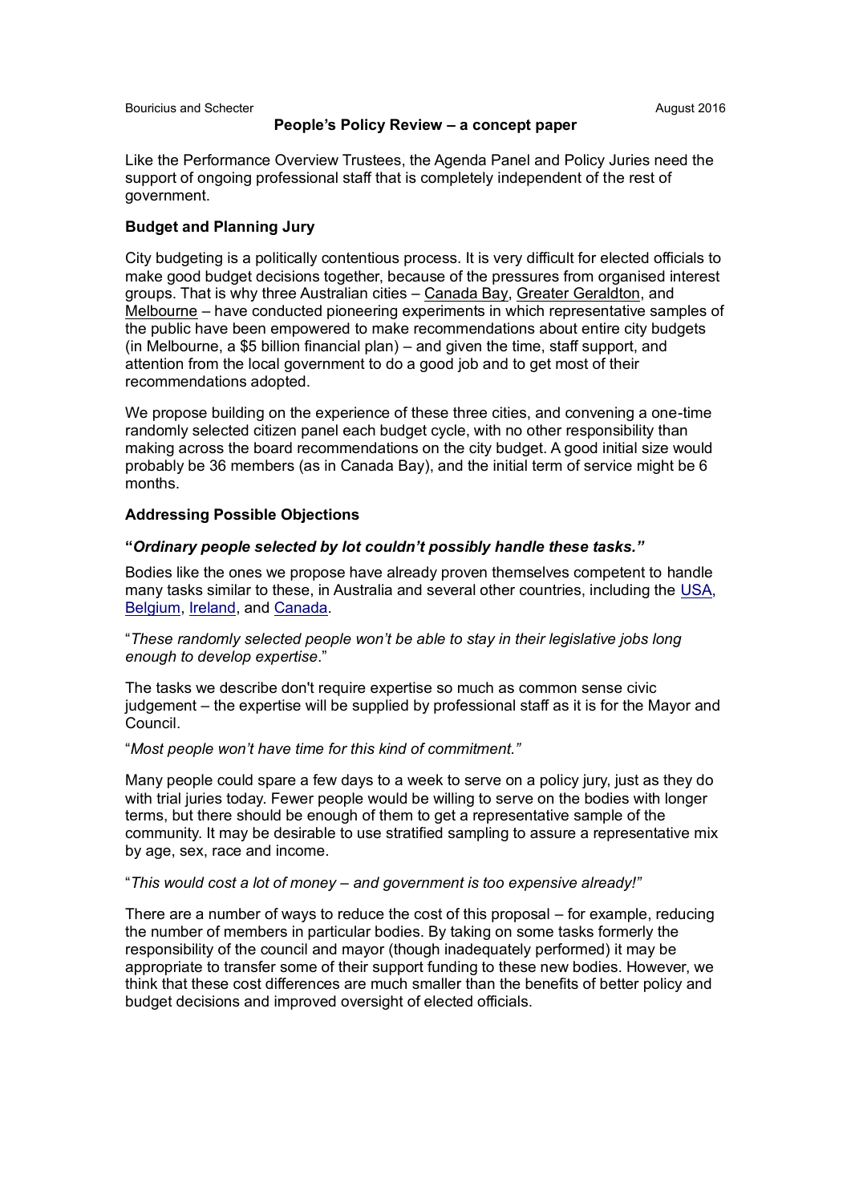Like the Performance Overview Trustees, the Agenda Panel and Policy Juries need the support of ongoing professional staff that is completely independent of the rest of government.

### Budget and Planning Jury

City budgeting is a politically contentious process. It is very difficult for elected officials to make good budget decisions together, because of the pressures from organised interest groups. That is why three Australian cities – Canada Bay, Greater Geraldton, and Melbourne – have conducted pioneering experiments in which representative samples of the public have been empowered to make recommendations about entire city budgets (in Melbourne, a $5 billion financial plan) – and given the time, staff support, and attention from the local government to do a good job and to get most of their recommendations adopted.

We propose building on the experience of these three cities, and convening a one-time randomly selected citizen panel each budget cycle, with no other responsibility than making across the board recommendations on the city budget. A good initial size would probably be 36 members (as in Canada Bay), and the initial term of service might be 6 months.

### Addressing Possible Objections

**"*Ordinary people selected by lot couldn't possibly handle these tasks."***

Bodies like the ones we propose have already proven themselves competent to handle many tasks similar to these, in Australia and several other countries, including the USA, Belgium, Ireland, and Canada.

"*These randomly selected people won't be able to stay in their legislative jobs long enough to develop expertise*."

The tasks we describe don't require expertise so much as common sense civic judgement – the expertise will be supplied by professional staff as it is for the Mayor and Council.

"*Most people won't have time for this kind of commitment."*

Many people could spare a few days to a week to serve on a policy jury, just as they do with trial juries today. Fewer people would be willing to serve on the bodies with longer terms, but there should be enough of them to get a representative sample of the community. It may be desirable to use stratified sampling to assure a representative mix by age, sex, race and income.

"*This would cost a lot of money – and government is too expensive already!"*

There are a number of ways to reduce the cost of this proposal – for example, reducing the number of members in particular bodies. By taking on some tasks formerly the responsibility of the council and mayor (though inadequately performed) it may be appropriate to transfer some of their support funding to these new bodies. However, we think that these cost differences are much smaller than the benefits of better policy and budget decisions and improved oversight of elected officials.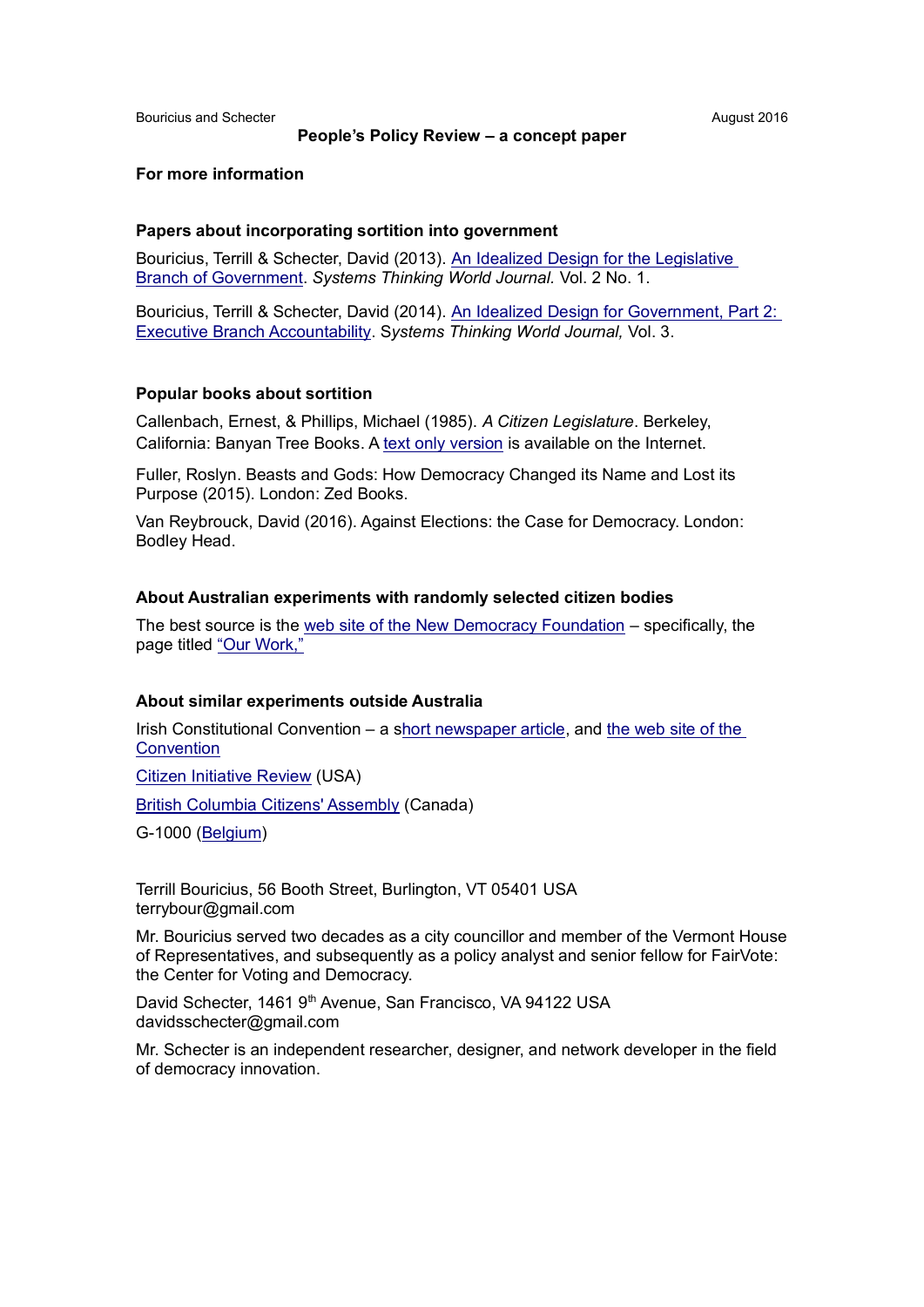## For more information

### Papers about incorporating sortition into government

Bouricius, Terrill & Schecter, David (2013). An Idealized Design for the Legislative Branch of Government. *Systems Thinking World Journal.* Vol. 2 No. 1.

Bouricius, Terrill & Schecter, David (2014). An Idealized Design for Government, Part 2: Executive Branch Accountability. S*ystems Thinking World Journal,* Vol. 3.

### Popular books about sortition

Callenbach, Ernest, & Phillips, Michael (1985). *A Citizen Legislature*. Berkeley, California: Banyan Tree Books. A text only version is available on the Internet.

Fuller, Roslyn. Beasts and Gods: How Democracy Changed its Name and Lost its Purpose (2015). London: Zed Books.

Van Reybrouck, David (2016). Against Elections: the Case for Democracy. London: Bodley Head.

### About Australian experiments with randomly selected citizen bodies

The best source is the web site of the New Democracy Foundation – specifically, the page titled "Our Work,"

### About similar experiments outside Australia

Irish Constitutional Convention – a short newspaper article, and the web site of the Convention

Citizen Initiative Review (USA)

British Columbia Citizens' Assembly (Canada)

G-1000 (Belgium)

Terrill Bouricius, 56 Booth Street, Burlington, VT 05401 USA
terrybour@gmail.com

Mr. Bouricius served two decades as a city councillor and member of the Vermont House of Representatives, and subsequently as a policy analyst and senior fellow for FairVote: the Center for Voting and Democracy.

David Schecter, 1461 9th Avenue, San Francisco, VA 94122 USA
davidsschecter@gmail.com

Mr. Schecter is an independent researcher, designer, and network developer in the field of democracy innovation.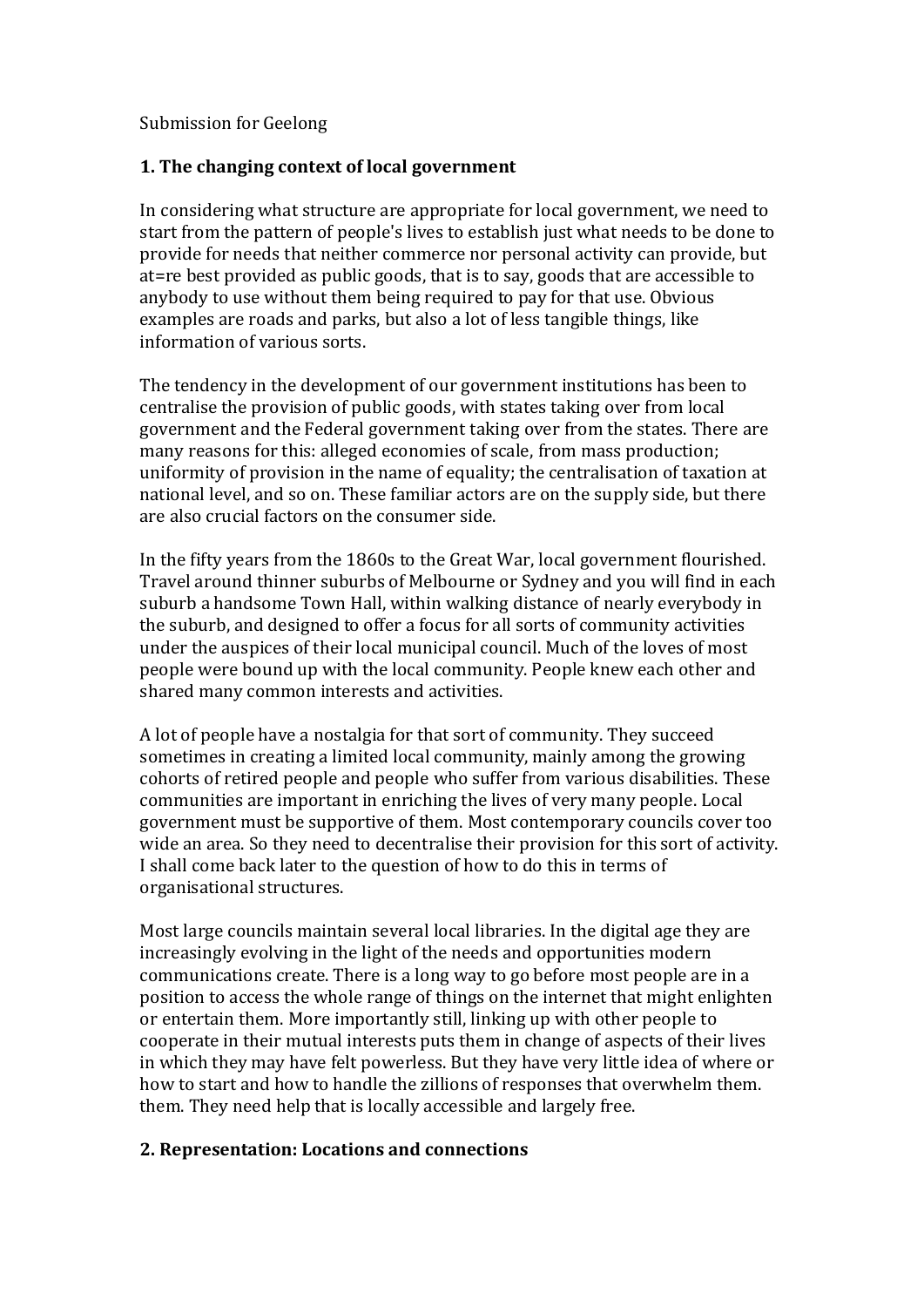Submission for Geelong

## 1. The changing context of local government

In considering what structure are appropriate for local government, we need to start from the pattern of people's lives to establish just what needs to be done to provide for needs that neither commerce nor personal activity can provide, but at=re best provided as public goods, that is to say, goods that are accessible to anybody to use without them being required to pay for that use. Obvious examples are roads and parks, but also a lot of less tangible things, like information of various sorts.

The tendency in the development of our government institutions has been to centralise the provision of public goods, with states taking over from local government and the Federal government taking over from the states. There are many reasons for this: alleged economies of scale, from mass production; uniformity of provision in the name of equality; the centralisation of taxation at national level, and so on. These familiar actors are on the supply side, but there are also crucial factors on the consumer side.

In the fifty years from the 1860s to the Great War, local government flourished. Travel around thinner suburbs of Melbourne or Sydney and you will find in each suburb a handsome Town Hall, within walking distance of nearly everybody in the suburb, and designed to offer a focus for all sorts of community activities under the auspices of their local municipal council. Much of the loves of most people were bound up with the local community. People knew each other and shared many common interests and activities.

A lot of people have a nostalgia for that sort of community. They succeed sometimes in creating a limited local community, mainly among the growing cohorts of retired people and people who suffer from various disabilities. These communities are important in enriching the lives of very many people. Local government must be supportive of them. Most contemporary councils cover too wide an area. So they need to decentralise their provision for this sort of activity. I shall come back later to the question of how to do this in terms of organisational structures.

Most large councils maintain several local libraries. In the digital age they are increasingly evolving in the light of the needs and opportunities modern communications create. There is a long way to go before most people are in a position to access the whole range of things on the internet that might enlighten or entertain them. More importantly still, linking up with other people to cooperate in their mutual interests puts them in change of aspects of their lives in which they may have felt powerless. But they have very little idea of where or how to start and how to handle the zillions of responses that overwhelm them. them. They need help that is locally accessible and largely free.

## 2. Representation: Locations and connections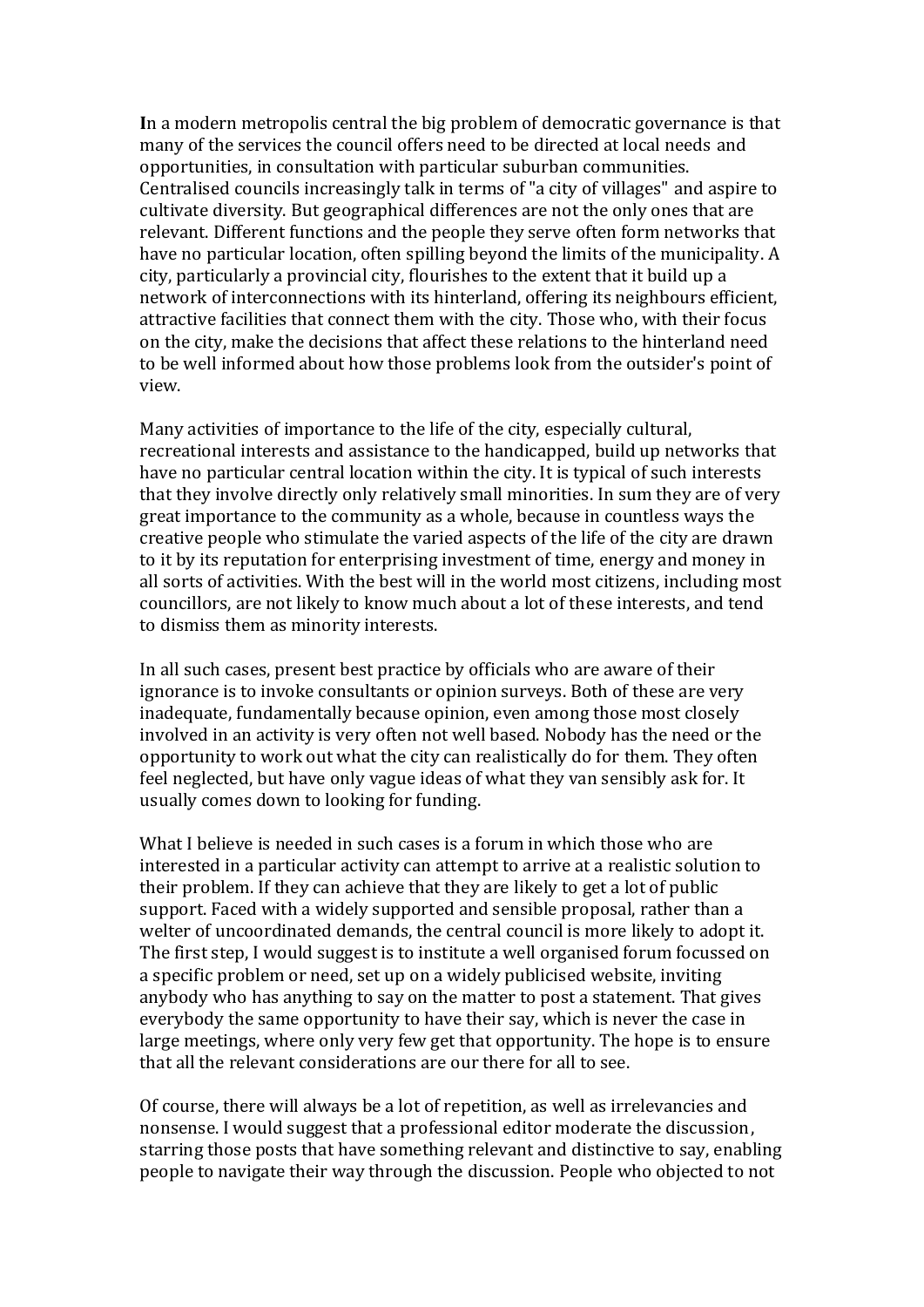**I**n a modern metropolis central the big problem of democratic governance is that many of the services the council offers need to be directed at local needs and opportunities, in consultation with particular suburban communities. Centralised councils increasingly talk in terms of "a city of villages" and aspire to cultivate diversity. But geographical differences are not the only ones that are relevant. Different functions and the people they serve often form networks that have no particular location, often spilling beyond the limits of the municipality. A city, particularly a provincial city, flourishes to the extent that it build up a network of interconnections with its hinterland, offering its neighbours efficient, attractive facilities that connect them with the city. Those who, with their focus on the city, make the decisions that affect these relations to the hinterland need to be well informed about how those problems look from the outsider's point of view.

Many activities of importance to the life of the city, especially cultural, recreational interests and assistance to the handicapped, build up networks that have no particular central location within the city. It is typical of such interests that they involve directly only relatively small minorities. In sum they are of very great importance to the community as a whole, because in countless ways the creative people who stimulate the varied aspects of the life of the city are drawn to it by its reputation for enterprising investment of time, energy and money in all sorts of activities. With the best will in the world most citizens, including most councillors, are not likely to know much about a lot of these interests, and tend to dismiss them as minority interests.

In all such cases, present best practice by officials who are aware of their ignorance is to invoke consultants or opinion surveys. Both of these are very inadequate, fundamentally because opinion, even among those most closely involved in an activity is very often not well based. Nobody has the need or the opportunity to work out what the city can realistically do for them. They often feel neglected, but have only vague ideas of what they van sensibly ask for. It usually comes down to looking for funding.

What I believe is needed in such cases is a forum in which those who are interested in a particular activity can attempt to arrive at a realistic solution to their problem. If they can achieve that they are likely to get a lot of public support. Faced with a widely supported and sensible proposal, rather than a welter of uncoordinated demands, the central council is more likely to adopt it. The first step, I would suggest is to institute a well organised forum focussed on a specific problem or need, set up on a widely publicised website, inviting anybody who has anything to say on the matter to post a statement. That gives everybody the same opportunity to have their say, which is never the case in large meetings, where only very few get that opportunity. The hope is to ensure that all the relevant considerations are our there for all to see.

Of course, there will always be a lot of repetition, as well as irrelevancies and nonsense. I would suggest that a professional editor moderate the discussion, starring those posts that have something relevant and distinctive to say, enabling people to navigate their way through the discussion. People who objected to not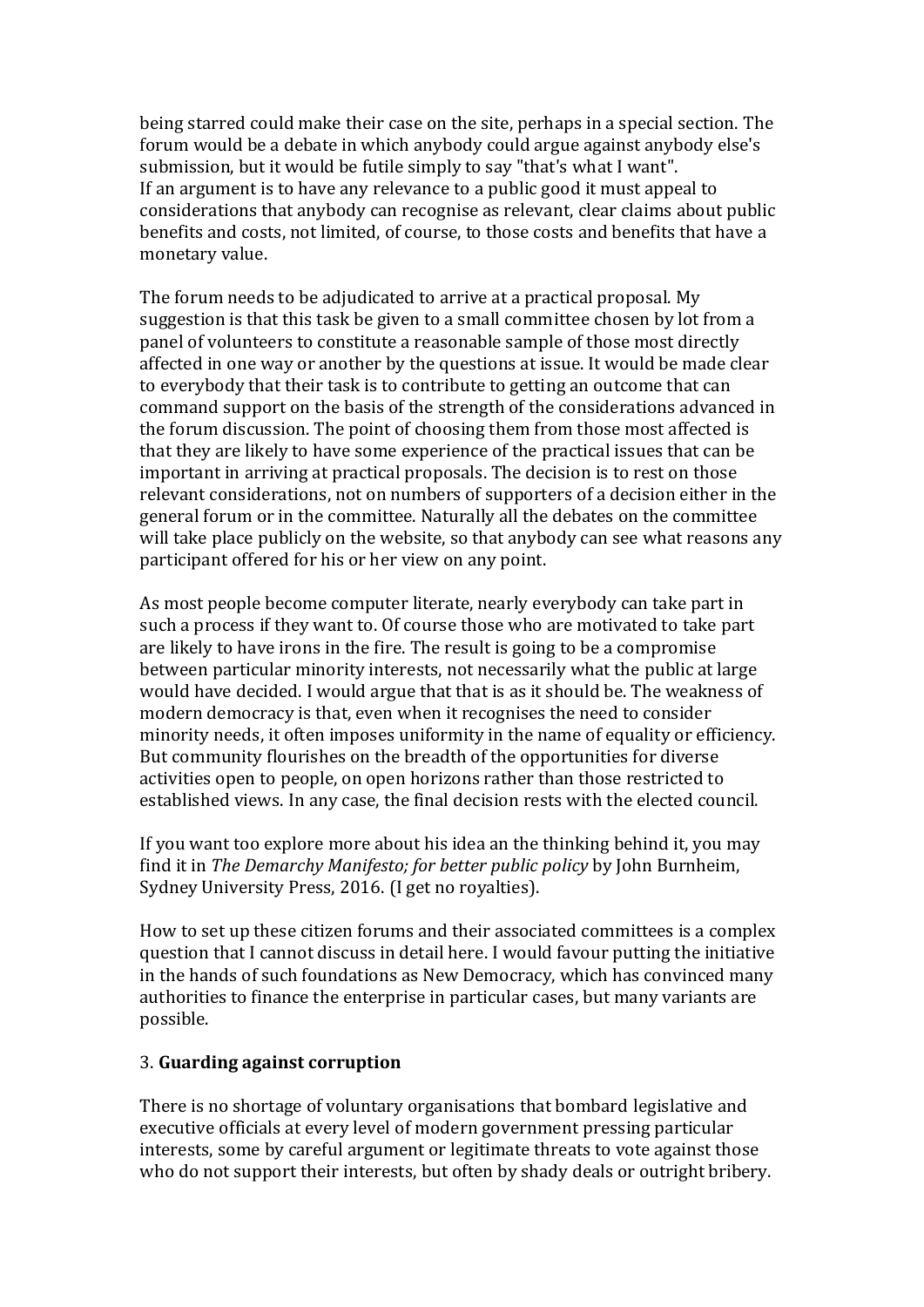being starred could make their case on the site, perhaps in a special section. The forum would be a debate in which anybody could argue against anybody else's submission, but it would be futile simply to say "that's what I want". If an argument is to have any relevance to a public good it must appeal to considerations that anybody can recognise as relevant, clear claims about public benefits and costs, not limited, of course, to those costs and benefits that have a monetary value.

The forum needs to be adjudicated to arrive at a practical proposal. My suggestion is that this task be given to a small committee chosen by lot from a panel of volunteers to constitute a reasonable sample of those most directly affected in one way or another by the questions at issue. It would be made clear to everybody that their task is to contribute to getting an outcome that can command support on the basis of the strength of the considerations advanced in the forum discussion. The point of choosing them from those most affected is that they are likely to have some experience of the practical issues that can be important in arriving at practical proposals. The decision is to rest on those relevant considerations, not on numbers of supporters of a decision either in the general forum or in the committee. Naturally all the debates on the committee will take place publicly on the website, so that anybody can see what reasons any participant offered for his or her view on any point.

As most people become computer literate, nearly everybody can take part in such a process if they want to. Of course those who are motivated to take part are likely to have irons in the fire. The result is going to be a compromise between particular minority interests, not necessarily what the public at large would have decided. I would argue that that is as it should be. The weakness of modern democracy is that, even when it recognises the need to consider minority needs, it often imposes uniformity in the name of equality or efficiency. But community flourishes on the breadth of the opportunities for diverse activities open to people, on open horizons rather than those restricted to established views. In any case, the final decision rests with the elected council.

If you want too explore more about his idea an the thinking behind it, you may find it in *The Demarchy Manifesto; for better public policy* by John Burnheim, Sydney University Press, 2016. (I get no royalties).

How to set up these citizen forums and their associated committees is a complex question that I cannot discuss in detail here. I would favour putting the initiative in the hands of such foundations as New Democracy, which has convinced many authorities to finance the enterprise in particular cases, but many variants are possible.

### 3. **Guarding against corruption**

There is no shortage of voluntary organisations that bombard legislative and executive officials at every level of modern government pressing particular interests, some by careful argument or legitimate threats to vote against those who do not support their interests, but often by shady deals or outright bribery.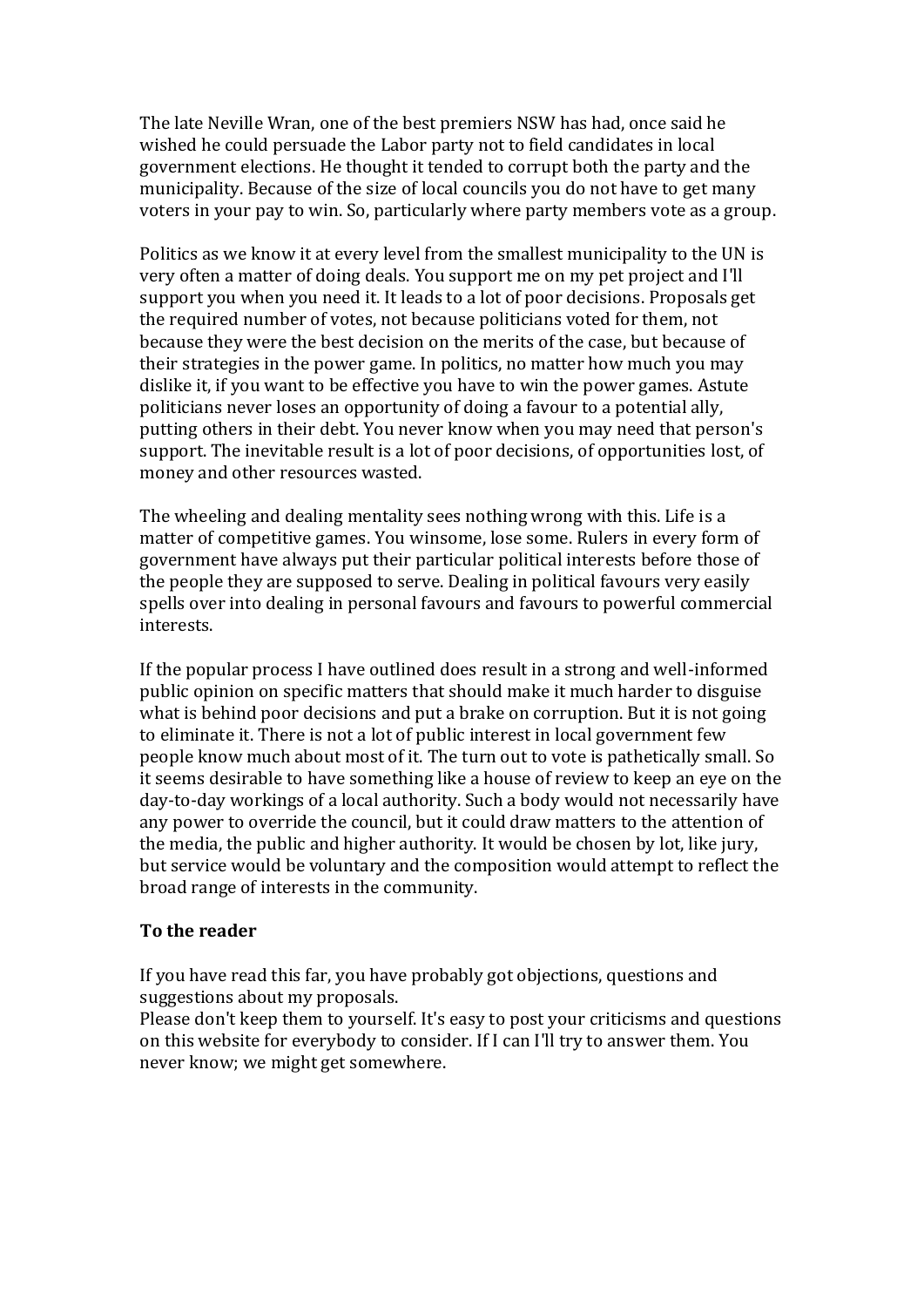The late Neville Wran, one of the best premiers NSW has had, once said he wished he could persuade the Labor party not to field candidates in local government elections. He thought it tended to corrupt both the party and the municipality. Because of the size of local councils you do not have to get many voters in your pay to win. So, particularly where party members vote as a group.

Politics as we know it at every level from the smallest municipality to the UN is very often a matter of doing deals. You support me on my pet project and I'll support you when you need it. It leads to a lot of poor decisions. Proposals get the required number of votes, not because politicians voted for them, not because they were the best decision on the merits of the case, but because of their strategies in the power game. In politics, no matter how much you may dislike it, if you want to be effective you have to win the power games. Astute politicians never loses an opportunity of doing a favour to a potential ally, putting others in their debt. You never know when you may need that person's support. The inevitable result is a lot of poor decisions, of opportunities lost, of money and other resources wasted.

The wheeling and dealing mentality sees nothing wrong with this. Life is a matter of competitive games. You winsome, lose some. Rulers in every form of government have always put their particular political interests before those of the people they are supposed to serve. Dealing in political favours very easily spells over into dealing in personal favours and favours to powerful commercial interests.

If the popular process I have outlined does result in a strong and well-informed public opinion on specific matters that should make it much harder to disguise what is behind poor decisions and put a brake on corruption. But it is not going to eliminate it. There is not a lot of public interest in local government few people know much about most of it. The turn out to vote is pathetically small. So it seems desirable to have something like a house of review to keep an eye on the day-to-day workings of a local authority. Such a body would not necessarily have any power to override the council, but it could draw matters to the attention of the media, the public and higher authority. It would be chosen by lot, like jury, but service would be voluntary and the composition would attempt to reflect the broad range of interests in the community.

**To the reader**

If you have read this far, you have probably got objections, questions and suggestions about my proposals.
Please don't keep them to yourself. It's easy to post your criticisms and questions on this website for everybody to consider. If I can I'll try to answer them. You never know; we might get somewhere.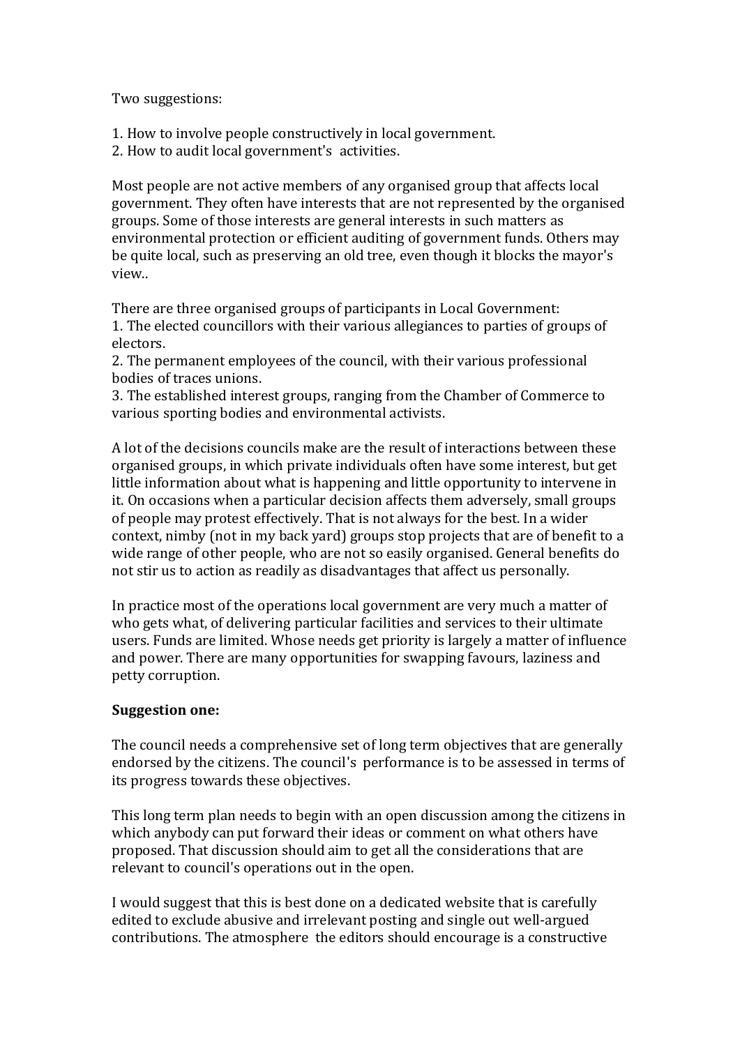Two suggestions:

1. How to involve people constructively in local government.
2. How to audit local government's activities.

Most people are not active members of any organised group that affects local government. They often have interests that are not represented by the organised groups. Some of those interests are general interests in such matters as environmental protection or efficient auditing of government funds. Others may be quite local, such as preserving an old tree, even though it blocks the mayor's view..

There are three organised groups of participants in Local Government:
1. The elected councillors with their various allegiances to parties of groups of electors.
2. The permanent employees of the council, with their various professional bodies of traces unions.
3. The established interest groups, ranging from the Chamber of Commerce to various sporting bodies and environmental activists.

A lot of the decisions councils make are the result of interactions between these organised groups, in which private individuals often have some interest, but get little information about what is happening and little opportunity to intervene in it. On occasions when a particular decision affects them adversely, small groups of people may protest effectively. That is not always for the best. In a wider context, nimby (not in my back yard) groups stop projects that are of benefit to a wide range of other people, who are not so easily organised. General benefits do not stir us to action as readily as disadvantages that affect us personally.

In practice most of the operations local government are very much a matter of who gets what, of delivering particular facilities and services to their ultimate users. Funds are limited. Whose needs get priority is largely a matter of influence and power. There are many opportunities for swapping favours, laziness and petty corruption.

**Suggestion one:**

The council needs a comprehensive set of long term objectives that are generally endorsed by the citizens. The council's performance is to be assessed in terms of its progress towards these objectives.

This long term plan needs to begin with an open discussion among the citizens in which anybody can put forward their ideas or comment on what others have proposed. That discussion should aim to get all the considerations that are relevant to council's operations out in the open.

I would suggest that this is best done on a dedicated website that is carefully edited to exclude abusive and irrelevant posting and single out well-argued contributions. The atmosphere the editors should encourage is a constructive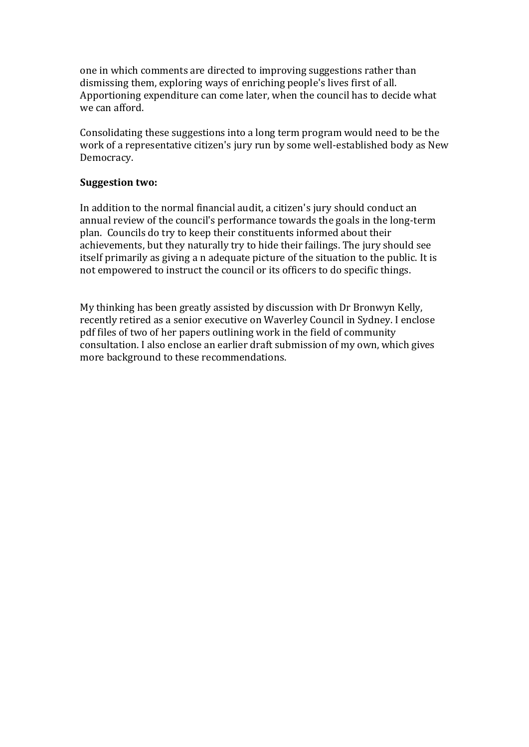one in which comments are directed to improving suggestions rather than dismissing them, exploring ways of enriching people's lives first of all. Apportioning expenditure can come later, when the council has to decide what we can afford.

Consolidating these suggestions into a long term program would need to be the work of a representative citizen's jury run by some well-established body as New Democracy.

**Suggestion two:**

In addition to the normal financial audit, a citizen's jury should conduct an annual review of the council's performance towards the goals in the long-term plan. Councils do try to keep their constituents informed about their achievements, but they naturally try to hide their failings. The jury should see itself primarily as giving a n adequate picture of the situation to the public. It is not empowered to instruct the council or its officers to do specific things.

My thinking has been greatly assisted by discussion with Dr Bronwyn Kelly, recently retired as a senior executive on Waverley Council in Sydney. I enclose pdf files of two of her papers outlining work in the field of community consultation. I also enclose an earlier draft submission of my own, which gives more background to these recommendations.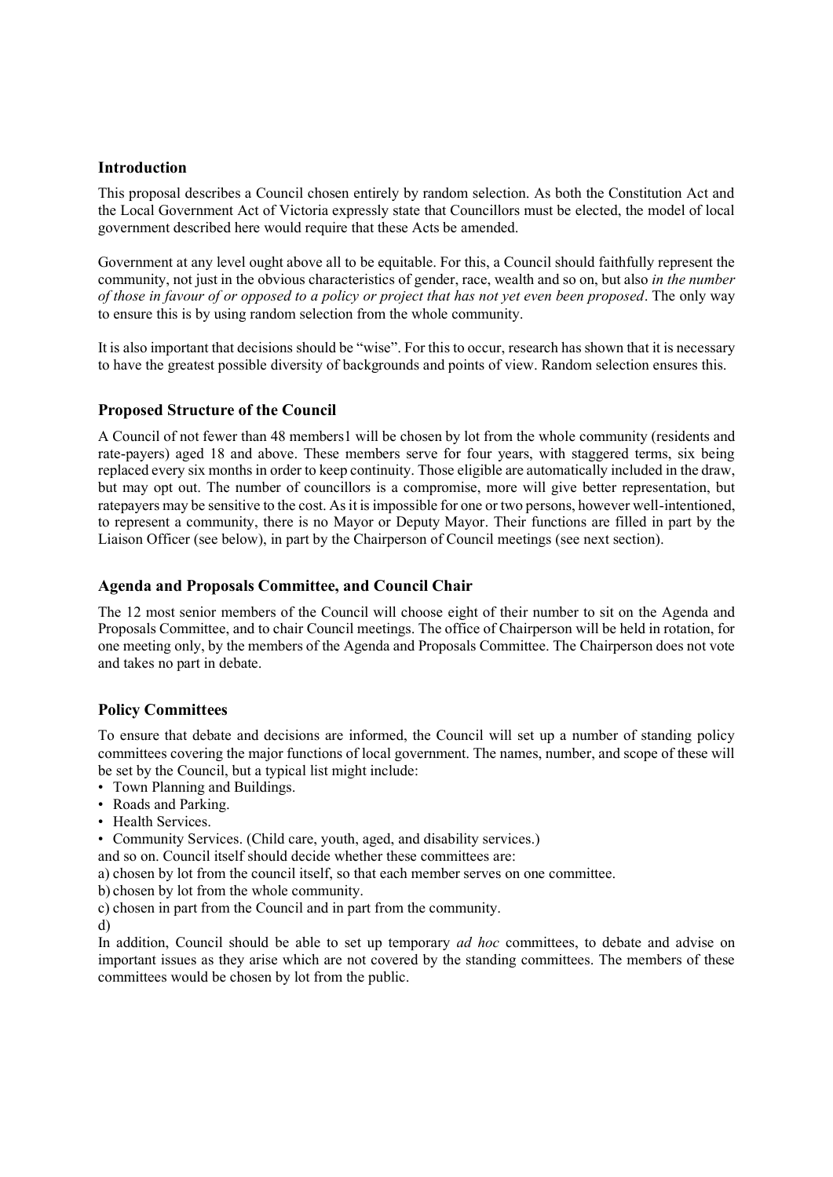## Introduction

This proposal describes a Council chosen entirely by random selection. As both the Constitution Act and the Local Government Act of Victoria expressly state that Councillors must be elected, the model of local government described here would require that these Acts be amended.

Government at any level ought above all to be equitable. For this, a Council should faithfully represent the community, not just in the obvious characteristics of gender, race, wealth and so on, but also *in the number of those in favour of or opposed to a policy or project that has not yet even been proposed*. The only way to ensure this is by using random selection from the whole community.

It is also important that decisions should be "wise". For this to occur, research has shown that it is necessary to have the greatest possible diversity of backgrounds and points of view. Random selection ensures this.

## Proposed Structure of the Council

A Council of not fewer than 48 members1 will be chosen by lot from the whole community (residents and rate-payers) aged 18 and above. These members serve for four years, with staggered terms, six being replaced every six months in order to keep continuity. Those eligible are automatically included in the draw, but may opt out. The number of councillors is a compromise, more will give better representation, but ratepayers may be sensitive to the cost. As it is impossible for one or two persons, however well-intentioned, to represent a community, there is no Mayor or Deputy Mayor. Their functions are filled in part by the Liaison Officer (see below), in part by the Chairperson of Council meetings (see next section).

## Agenda and Proposals Committee, and Council Chair

The 12 most senior members of the Council will choose eight of their number to sit on the Agenda and Proposals Committee, and to chair Council meetings. The office of Chairperson will be held in rotation, for one meeting only, by the members of the Agenda and Proposals Committee. The Chairperson does not vote and takes no part in debate.

## Policy Committees

To ensure that debate and decisions are informed, the Council will set up a number of standing policy committees covering the major functions of local government. The names, number, and scope of these will be set by the Council, but a typical list might include:

- Town Planning and Buildings.
- Roads and Parking.
- Health Services.
- Community Services. (Child care, youth, aged, and disability services.)

and so on. Council itself should decide whether these committees are:

a) chosen by lot from the council itself, so that each member serves on one committee.
b) chosen by lot from the whole community.
c) chosen in part from the Council and in part from the community.
d)

In addition, Council should be able to set up temporary *ad hoc* committees, to debate and advise on important issues as they arise which are not covered by the standing committees. The members of these committees would be chosen by lot from the public.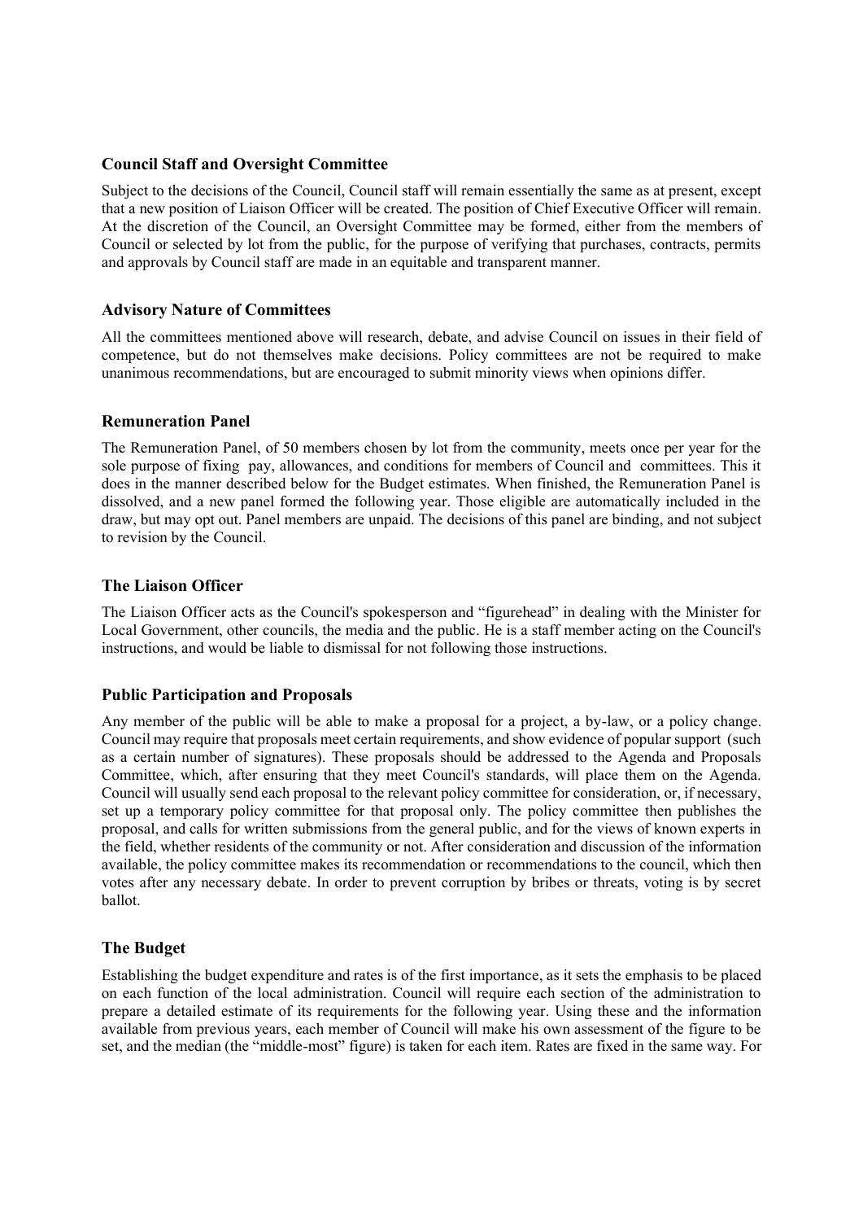### Council Staff and Oversight Committee

Subject to the decisions of the Council, Council staff will remain essentially the same as at present, except that a new position of Liaison Officer will be created. The position of Chief Executive Officer will remain. At the discretion of the Council, an Oversight Committee may be formed, either from the members of Council or selected by lot from the public, for the purpose of verifying that purchases, contracts, permits and approvals by Council staff are made in an equitable and transparent manner.

### Advisory Nature of Committees

All the committees mentioned above will research, debate, and advise Council on issues in their field of competence, but do not themselves make decisions. Policy committees are not be required to make unanimous recommendations, but are encouraged to submit minority views when opinions differ.

### Remuneration Panel

The Remuneration Panel, of 50 members chosen by lot from the community, meets once per year for the sole purpose of fixing pay, allowances, and conditions for members of Council and committees. This it does in the manner described below for the Budget estimates. When finished, the Remuneration Panel is dissolved, and a new panel formed the following year. Those eligible are automatically included in the draw, but may opt out. Panel members are unpaid. The decisions of this panel are binding, and not subject to revision by the Council.

### The Liaison Officer

The Liaison Officer acts as the Council's spokesperson and "figurehead" in dealing with the Minister for Local Government, other councils, the media and the public. He is a staff member acting on the Council's instructions, and would be liable to dismissal for not following those instructions.

### Public Participation and Proposals

Any member of the public will be able to make a proposal for a project, a by-law, or a policy change. Council may require that proposals meet certain requirements, and show evidence of popular support (such as a certain number of signatures). These proposals should be addressed to the Agenda and Proposals Committee, which, after ensuring that they meet Council's standards, will place them on the Agenda. Council will usually send each proposal to the relevant policy committee for consideration, or, if necessary, set up a temporary policy committee for that proposal only. The policy committee then publishes the proposal, and calls for written submissions from the general public, and for the views of known experts in the field, whether residents of the community or not. After consideration and discussion of the information available, the policy committee makes its recommendation or recommendations to the council, which then votes after any necessary debate. In order to prevent corruption by bribes or threats, voting is by secret ballot.

### The Budget

Establishing the budget expenditure and rates is of the first importance, as it sets the emphasis to be placed on each function of the local administration. Council will require each section of the administration to prepare a detailed estimate of its requirements for the following year. Using these and the information available from previous years, each member of Council will make his own assessment of the figure to be set, and the median (the "middle-most" figure) is taken for each item. Rates are fixed in the same way. For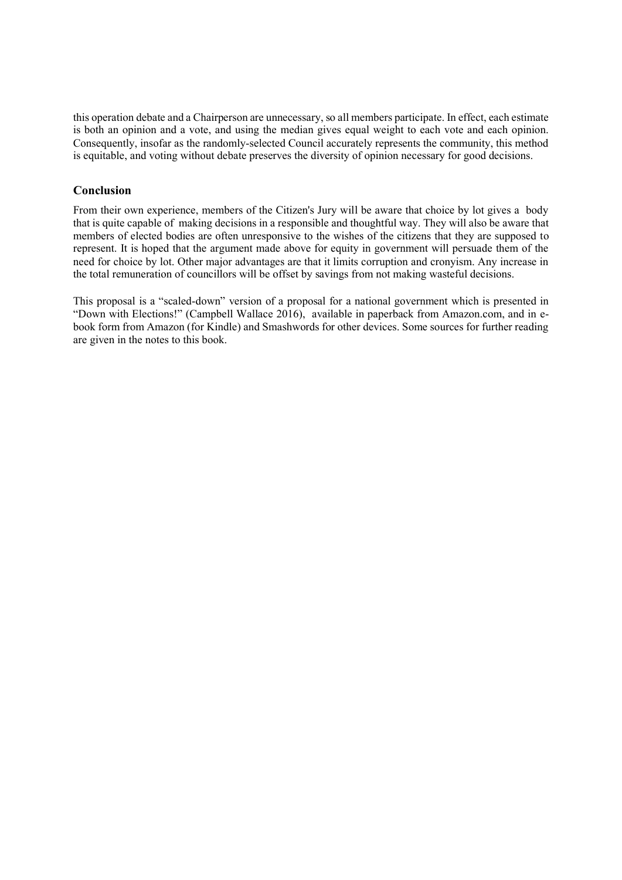this operation debate and a Chairperson are unnecessary, so all members participate. In effect, each estimate is both an opinion and a vote, and using the median gives equal weight to each vote and each opinion. Consequently, insofar as the randomly-selected Council accurately represents the community, this method is equitable, and voting without debate preserves the diversity of opinion necessary for good decisions.

## Conclusion

From their own experience, members of the Citizen's Jury will be aware that choice by lot gives a body that is quite capable of making decisions in a responsible and thoughtful way. They will also be aware that members of elected bodies are often unresponsive to the wishes of the citizens that they are supposed to represent. It is hoped that the argument made above for equity in government will persuade them of the need for choice by lot. Other major advantages are that it limits corruption and cronyism. Any increase in the total remuneration of councillors will be offset by savings from not making wasteful decisions.

This proposal is a "scaled-down" version of a proposal for a national government which is presented in "Down with Elections!" (Campbell Wallace 2016), available in paperback from Amazon.com, and in e-book form from Amazon (for Kindle) and Smashwords for other devices. Some sources for further reading are given in the notes to this book.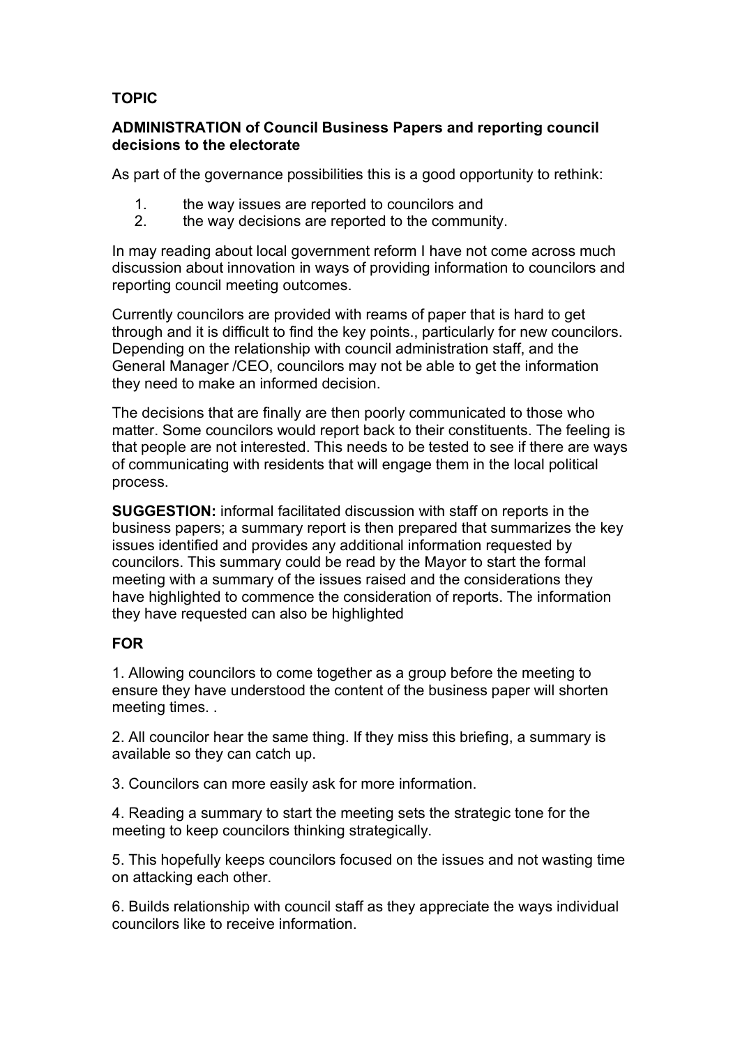**TOPIC**

**ADMINISTRATION of Council Business Papers and reporting council decisions to the electorate**

As part of the governance possibilities this is a good opportunity to rethink:

1. the way issues are reported to councilors and
2. the way decisions are reported to the community.

In may reading about local government reform I have not come across much discussion about innovation in ways of providing information to councilors and reporting council meeting outcomes.

Currently councilors are provided with reams of paper that is hard to get through and it is difficult to find the key points., particularly for new councilors. Depending on the relationship with council administration staff, and the General Manager /CEO, councilors may not be able to get the information they need to make an informed decision.

The decisions that are finally are then poorly communicated to those who matter. Some councilors would report back to their constituents. The feeling is that people are not interested. This needs to be tested to see if there are ways of communicating with residents that will engage them in the local political process.

**SUGGESTION:** informal facilitated discussion with staff on reports in the business papers; a summary report is then prepared that summarizes the key issues identified and provides any additional information requested by councilors. This summary could be read by the Mayor to start the formal meeting with a summary of the issues raised and the considerations they have highlighted to commence the consideration of reports. The information they have requested can also be highlighted

**FOR**

1. Allowing councilors to come together as a group before the meeting to ensure they have understood the content of the business paper will shorten meeting times. .

2. All councilor hear the same thing. If they miss this briefing, a summary is available so they can catch up.

3. Councilors can more easily ask for more information.

4. Reading a summary to start the meeting sets the strategic tone for the meeting to keep councilors thinking strategically.

5. This hopefully keeps councilors focused on the issues and not wasting time on attacking each other.

6. Builds relationship with council staff as they appreciate the ways individual councilors like to receive information.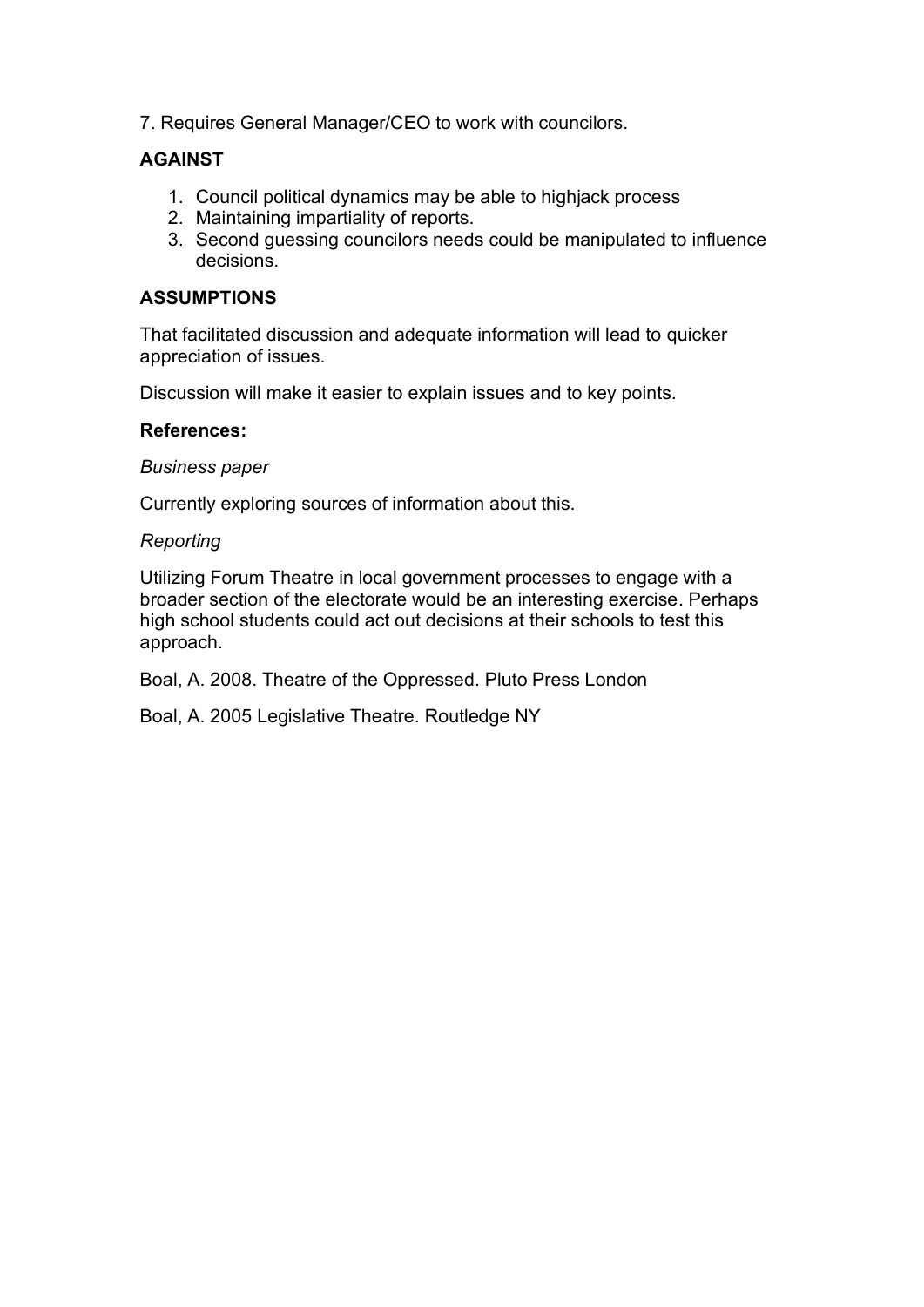7. Requires General Manager/CEO to work with councilors.

**AGAINST**

1. Council political dynamics may be able to highjack process
2. Maintaining impartiality of reports.
3. Second guessing councilors needs could be manipulated to influence decisions.

**ASSUMPTIONS**

That facilitated discussion and adequate information will lead to quicker appreciation of issues.

Discussion will make it easier to explain issues and to key points.

**References:**

*Business paper*

Currently exploring sources of information about this.

*Reporting*

Utilizing Forum Theatre in local government processes to engage with a broader section of the electorate would be an interesting exercise. Perhaps high school students could act out decisions at their schools to test this approach.

Boal, A. 2008. Theatre of the Oppressed. Pluto Press London

Boal, A. 2005 Legislative Theatre. Routledge NY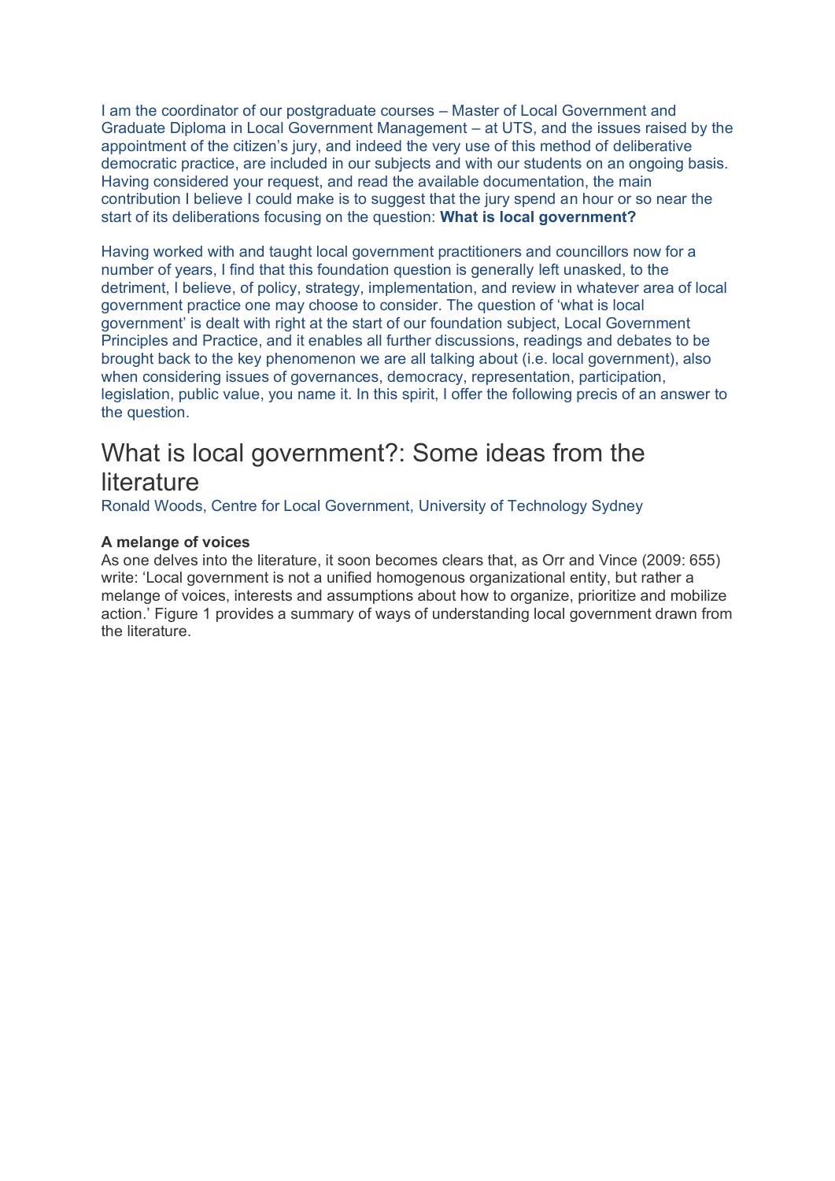I am the coordinator of our postgraduate courses – Master of Local Government and Graduate Diploma in Local Government Management – at UTS, and the issues raised by the appointment of the citizen's jury, and indeed the very use of this method of deliberative democratic practice, are included in our subjects and with our students on an ongoing basis. Having considered your request, and read the available documentation, the main contribution I believe I could make is to suggest that the jury spend an hour or so near the start of its deliberations focusing on the question: **What is local government?**

Having worked with and taught local government practitioners and councillors now for a number of years, I find that this foundation question is generally left unasked, to the detriment, I believe, of policy, strategy, implementation, and review in whatever area of local government practice one may choose to consider. The question of 'what is local government' is dealt with right at the start of our foundation subject, Local Government Principles and Practice, and it enables all further discussions, readings and debates to be brought back to the key phenomenon we are all talking about (i.e. local government), also when considering issues of governances, democracy, representation, participation, legislation, public value, you name it. In this spirit, I offer the following precis of an answer to the question.

# What is local government?: Some ideas from the literature

Ronald Woods, Centre for Local Government, University of Technology Sydney

**A melange of voices**

As one delves into the literature, it soon becomes clears that, as Orr and Vince (2009: 655) write: 'Local government is not a unified homogenous organizational entity, but rather a melange of voices, interests and assumptions about how to organize, prioritize and mobilize action.' Figure 1 provides a summary of ways of understanding local government drawn from the literature.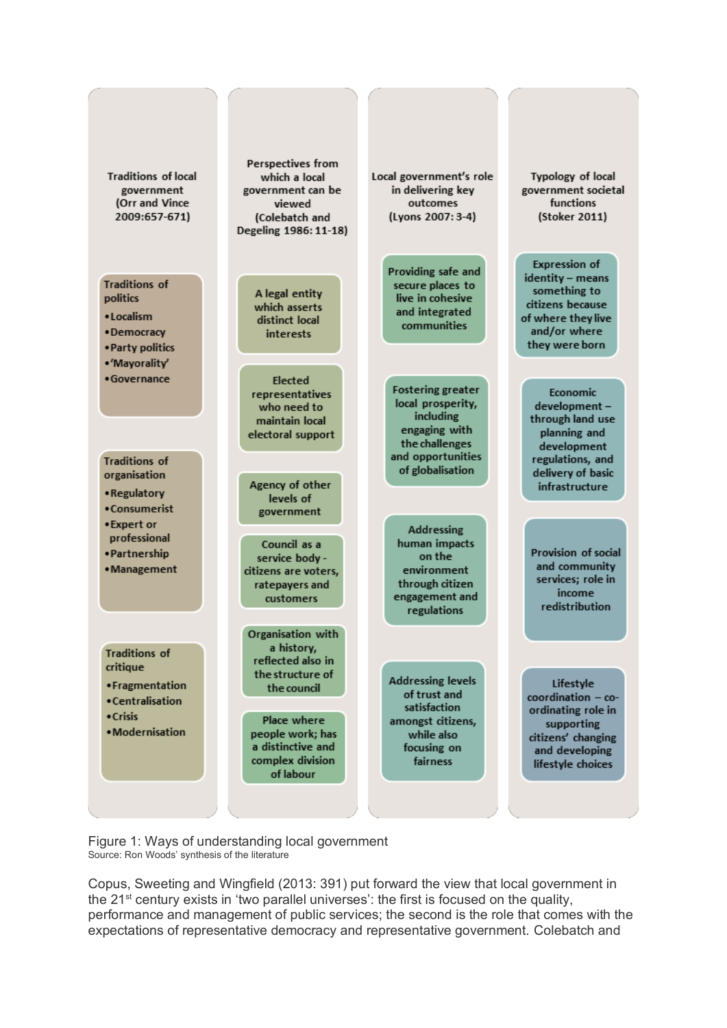**Traditions of local government (Orr and Vince 2009:657-671)**

Traditions of politics
- Localism
- Democracy
- Party politics
- 'Mayorality'
- Governance

Traditions of organisation
- Regulatory
- Consumerist
- Expert or professional
- Partnership
- Management

Traditions of critique
- Fragmentation
- Centralisation
- Crisis
- Modernisation

**Perspectives from which a local government can be viewed (Colebatch and Degeling 1986: 11-18)**

- A legal entity which asserts distinct local interests
- Elected representatives who need to maintain local electoral support
- Agency of other levels of government
- Council as a service body - citizens are voters, ratepayers and customers
- Organisation with a history, reflected also in the structure of the council
- Place where people work; has a distinctive and complex division of labour

**Local government's role in delivering key outcomes (Lyons 2007: 3-4)**

- Providing safe and secure places to live in cohesive and integrated communities
- Fostering greater local prosperity, including engaging with the challenges and opportunities of globalisation
- Addressing human impacts on the environment through citizen engagement and regulations
- Addressing levels of trust and satisfaction amongst citizens, while also focusing on fairness

**Typology of local government societal functions (Stoker 2011)**

- Expression of identity – means something to citizens because of where they live and/or where they were born
- Economic development – through land use planning and development regulations, and delivery of basic infrastructure
- Provision of social and community services; role in income redistribution
- Lifestyle coordination – co-ordinating role in supporting citizens' changing and developing lifestyle choices

Figure 1: Ways of understanding local government
Source: Ron Woods' synthesis of the literature

Copus, Sweeting and Wingfield (2013: 391) put forward the view that local government in the 21st century exists in 'two parallel universes': the first is focused on the quality, performance and management of public services; the second is the role that comes with the expectations of representative democracy and representative government. Colebatch and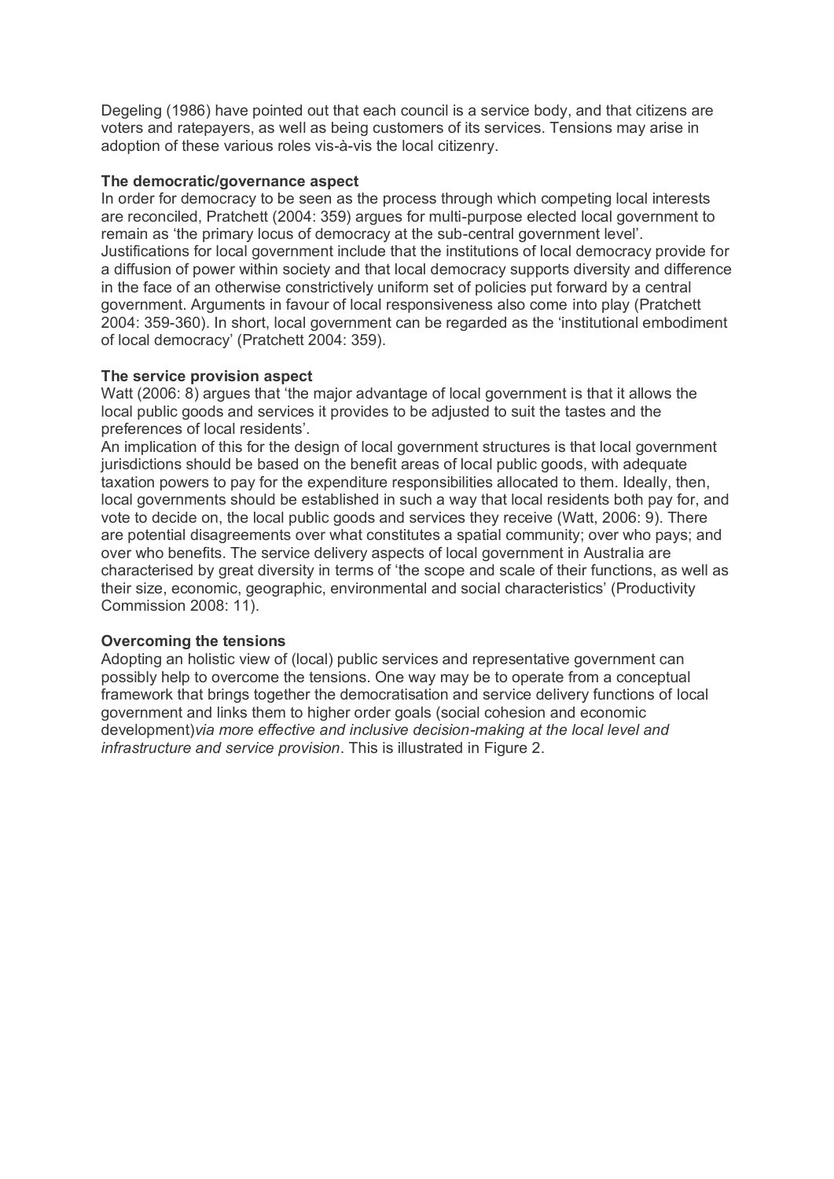Degeling (1986) have pointed out that each council is a service body, and that citizens are voters and ratepayers, as well as being customers of its services. Tensions may arise in adoption of these various roles vis-à-vis the local citizenry.

**The democratic/governance aspect**
In order for democracy to be seen as the process through which competing local interests are reconciled, Pratchett (2004: 359) argues for multi-purpose elected local government to remain as 'the primary locus of democracy at the sub-central government level'. Justifications for local government include that the institutions of local democracy provide for a diffusion of power within society and that local democracy supports diversity and difference in the face of an otherwise constrictively uniform set of policies put forward by a central government. Arguments in favour of local responsiveness also come into play (Pratchett 2004: 359-360). In short, local government can be regarded as the 'institutional embodiment of local democracy' (Pratchett 2004: 359).

**The service provision aspect**
Watt (2006: 8) argues that 'the major advantage of local government is that it allows the local public goods and services it provides to be adjusted to suit the tastes and the preferences of local residents'.
An implication of this for the design of local government structures is that local government jurisdictions should be based on the benefit areas of local public goods, with adequate taxation powers to pay for the expenditure responsibilities allocated to them. Ideally, then, local governments should be established in such a way that local residents both pay for, and vote to decide on, the local public goods and services they receive (Watt, 2006: 9). There are potential disagreements over what constitutes a spatial community; over who pays; and over who benefits. The service delivery aspects of local government in Australia are characterised by great diversity in terms of 'the scope and scale of their functions, as well as their size, economic, geographic, environmental and social characteristics' (Productivity Commission 2008: 11).

**Overcoming the tensions**
Adopting an holistic view of (local) public services and representative government can possibly help to overcome the tensions. One way may be to operate from a conceptual framework that brings together the democratisation and service delivery functions of local government and links them to higher order goals (social cohesion and economic development)*via more effective and inclusive decision-making at the local level and infrastructure and service provision*. This is illustrated in Figure 2.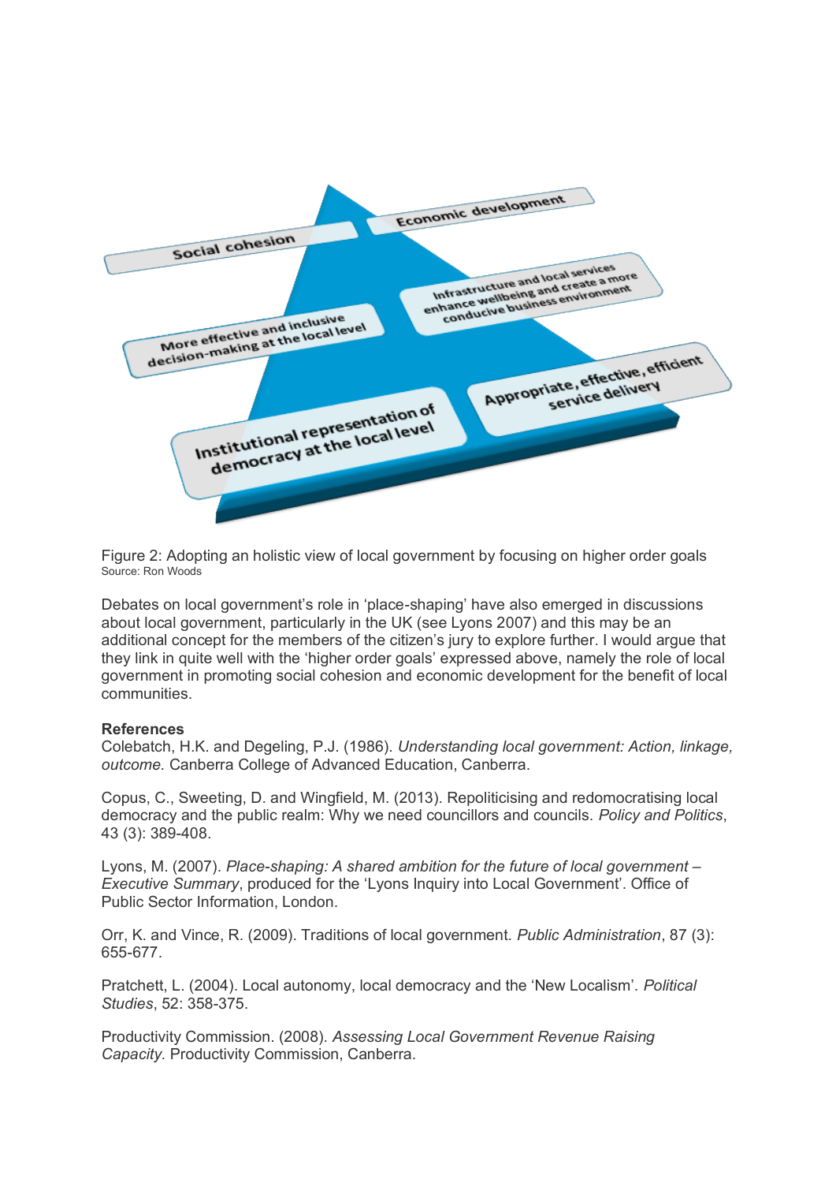Social cohesion

Economic development

More effective and inclusive decision-making at the local level

Infrastructure and local services enhance wellbeing and create a more conducive business environment

Institutional representation of democracy at the local level

Appropriate, effective, efficient service delivery

Figure 2: Adopting an holistic view of local government by focusing on higher order goals
Source: Ron Woods

Debates on local government's role in 'place-shaping' have also emerged in discussions about local government, particularly in the UK (see Lyons 2007) and this may be an additional concept for the members of the citizen's jury to explore further. I would argue that they link in quite well with the 'higher order goals' expressed above, namely the role of local government in promoting social cohesion and economic development for the benefit of local communities.

**References**

Colebatch, H.K. and Degeling, P.J. (1986). *Understanding local government: Action, linkage, outcome.* Canberra College of Advanced Education, Canberra.

Copus, C., Sweeting, D. and Wingfield, M. (2013). Repoliticising and redomocratising local democracy and the public realm: Why we need councillors and councils. *Policy and Politics*, 43 (3): 389-408.

Lyons, M. (2007). *Place-shaping: A shared ambition for the future of local government – Executive Summary*, produced for the 'Lyons Inquiry into Local Government'. Office of Public Sector Information, London.

Orr, K. and Vince, R. (2009). Traditions of local government. *Public Administration*, 87 (3): 655-677.

Pratchett, L. (2004). Local autonomy, local democracy and the 'New Localism'. *Political Studies*, 52: 358-375.

Productivity Commission. (2008). *Assessing Local Government Revenue Raising Capacity*. Productivity Commission, Canberra.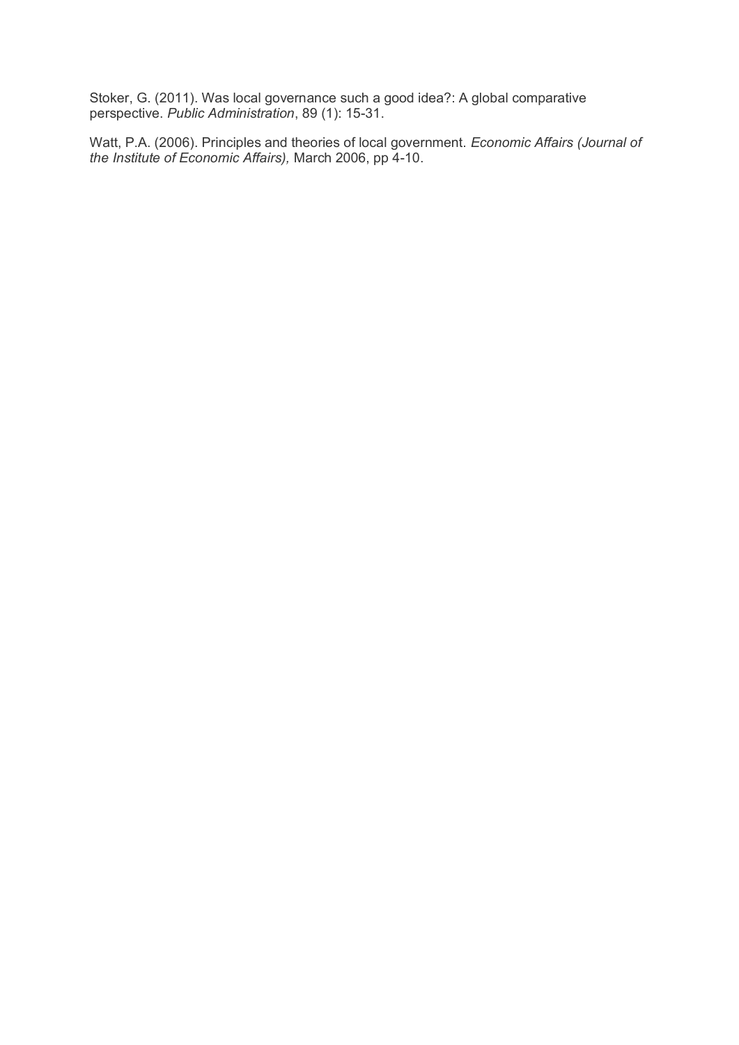Stoker, G. (2011). Was local governance such a good idea?: A global comparative perspective. *Public Administration*, 89 (1): 15-31.

Watt, P.A. (2006). Principles and theories of local government. *Economic Affairs (Journal of the Institute of Economic Affairs),* March 2006, pp 4-10.